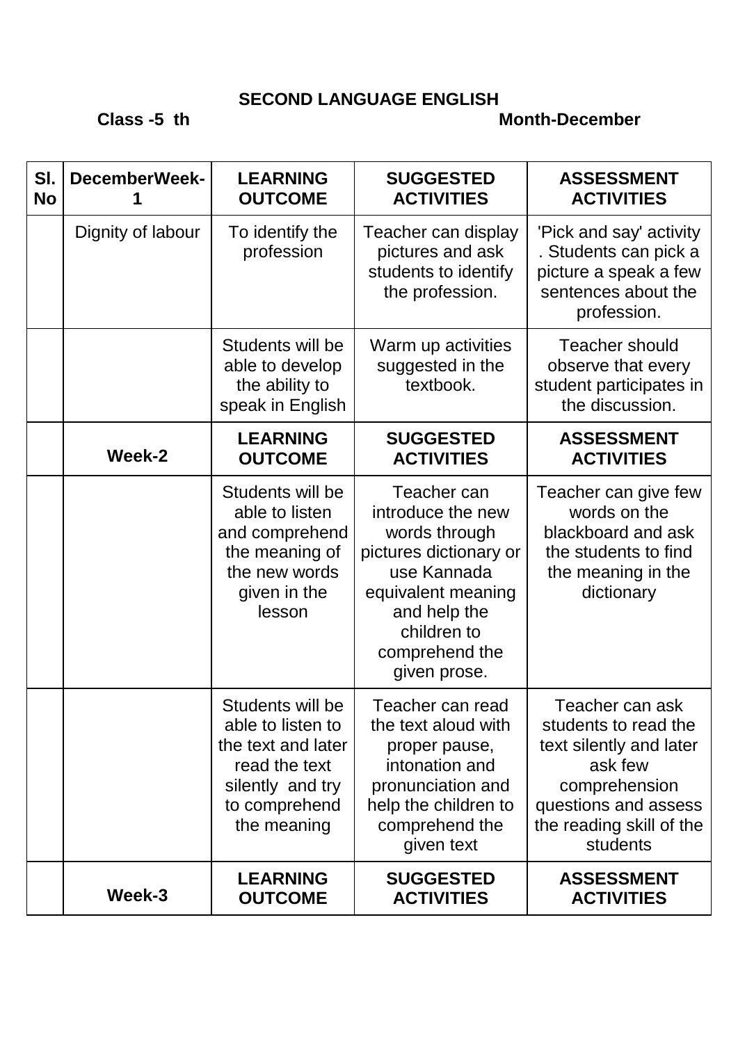**SECOND LANGUAGE ENGLISH**

**Class -5 th** **Month-December**

| Sl. No | DecemberWeek-1 | LEARNING OUTCOME | SUGGESTED ACTIVITIES | ASSESSMENT ACTIVITIES |
|---|---|---|---|---|
| | Dignity of labour | To identify the profession | Teacher can display pictures and ask students to identify the profession. | 'Pick and say' activity . Students can pick a picture a speak a few sentences about the profession. |
| | | Students will be able to develop the ability to speak in English | Warm up activities suggested in the textbook. | Teacher should observe that every student participates in the discussion. |
| | **Week-2** | **LEARNING OUTCOME** | **SUGGESTED ACTIVITIES** | **ASSESSMENT ACTIVITIES** |
| | | Students will be able to listen and comprehend the meaning of the new words given in the lesson | Teacher can introduce the new words through pictures dictionary or use Kannada equivalent meaning and help the children to comprehend the given prose. | Teacher can give few words on the blackboard and ask the students to find the meaning in the dictionary |
| | | Students will be able to listen to the text and later read the text silently and try to comprehend the meaning | Teacher can read the text aloud with proper pause, intonation and pronunciation and help the children to comprehend the given text | Teacher can ask students to read the text silently and later ask few comprehension questions and assess the reading skill of the students |
| | **Week-3** | **LEARNING OUTCOME** | **SUGGESTED ACTIVITIES** | **ASSESSMENT ACTIVITIES** |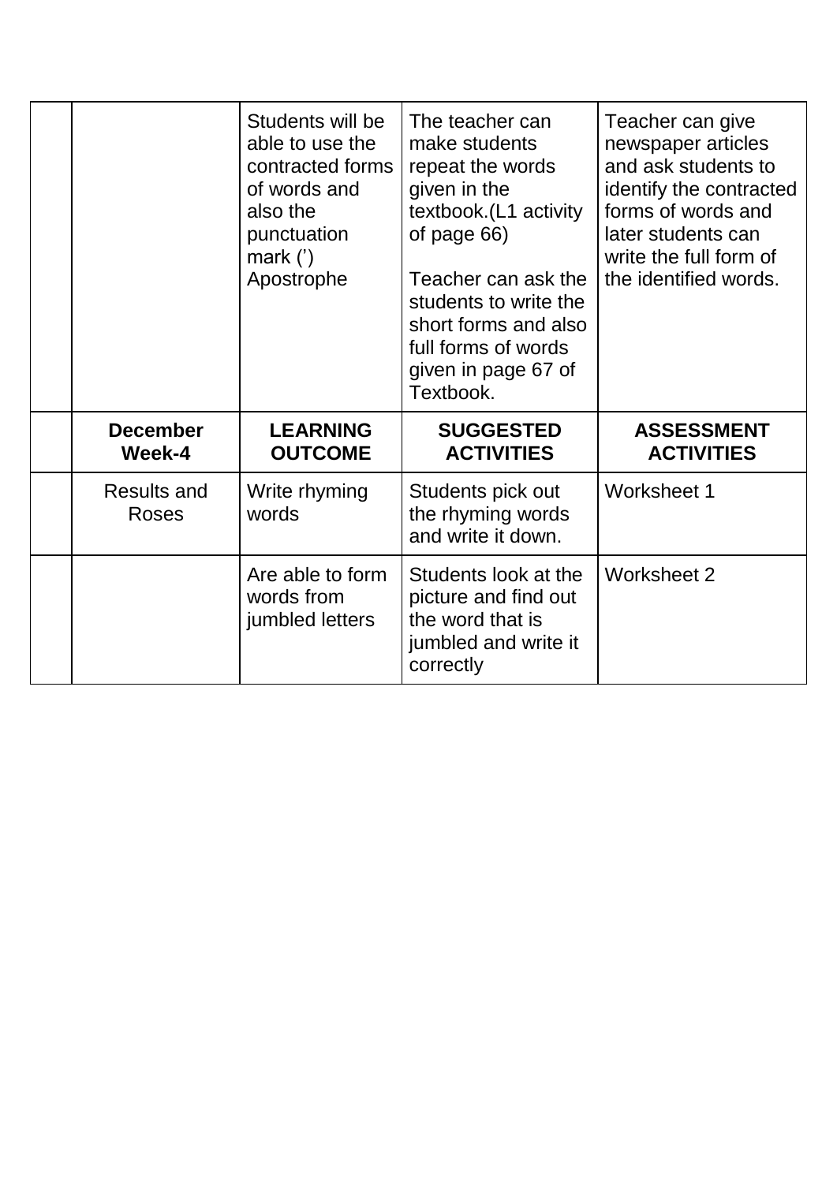| | | | | |
|---|---|---|---|---|
| | | Students will be able to use the contracted forms of words and also the punctuation mark (') Apostrophe | The teacher can make students repeat the words given in the textbook.(L1 activity of page 66)<br><br>Teacher can ask the students to write the short forms and also full forms of words given in page 67 of Textbook. | Teacher can give newspaper articles and ask students to identify the contracted forms of words and later students can write the full form of the identified words. |
| | **December Week-4** | **LEARNING OUTCOME** | **SUGGESTED ACTIVITIES** | **ASSESSMENT ACTIVITIES** |
| | Results and Roses | Write rhyming words | Students pick out the rhyming words and write it down. | Worksheet 1 |
| | | Are able to form words from jumbled letters | Students look at the picture and find out the word that is jumbled and write it correctly | Worksheet 2 |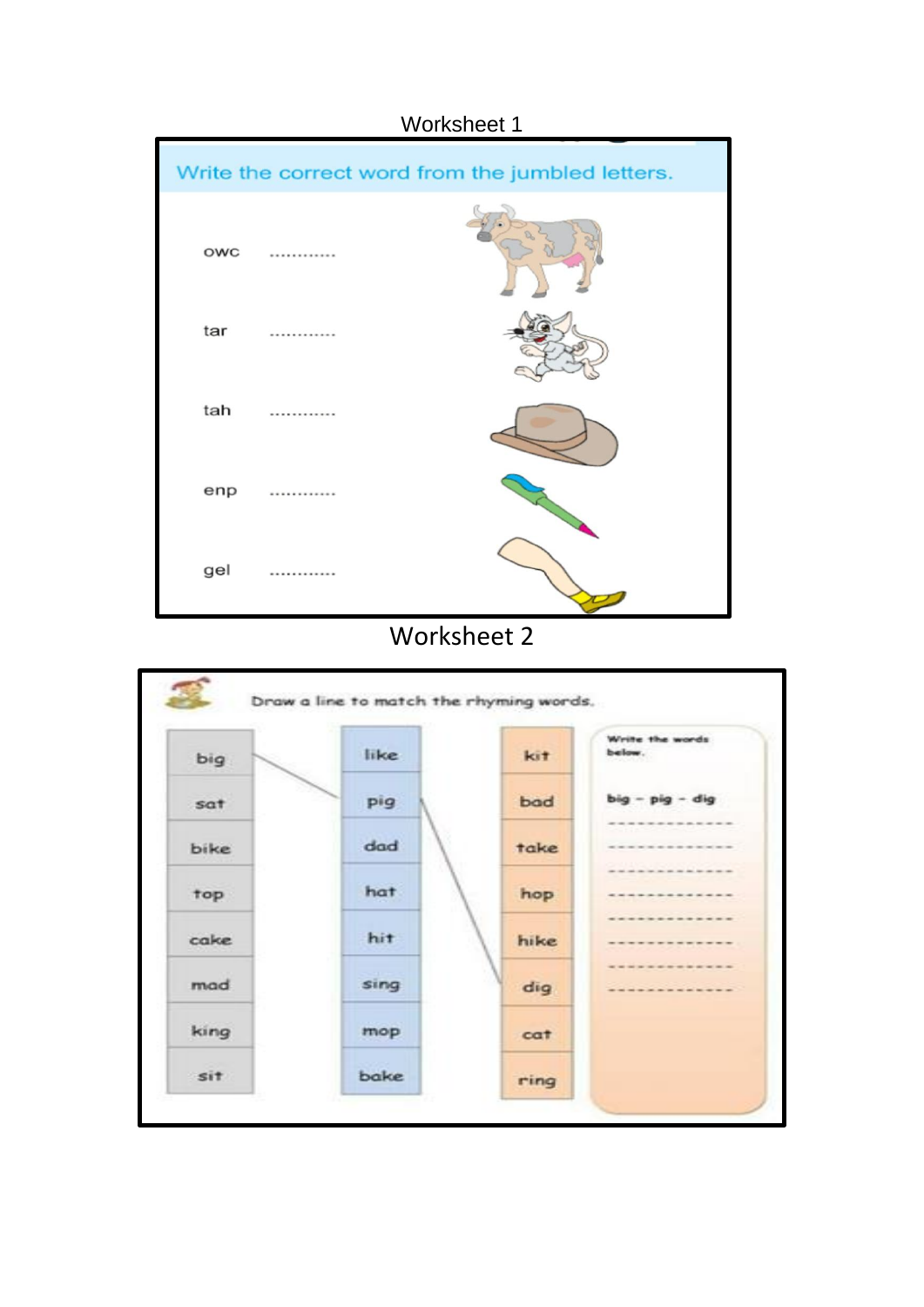Worksheet 1

Write the correct word from the jumbled letters.

owc ............

tar ............

tah ............

enp ............

gel ............

Worksheet 2

Draw a line to match the rhyming words.

| | | |
|---|---|---|
| big | like | kit |
| sat | pig | bad |
| bike | dad | take |
| top | hat | hop |
| cake | hit | hike |
| mad | sing | dig |
| king | mop | cat |
| sit | bake | ring |

Write the words below.

big – pig – dig

-------------

-------------

-------------

-------------

-------------

-------------

-------------

-------------

-------------